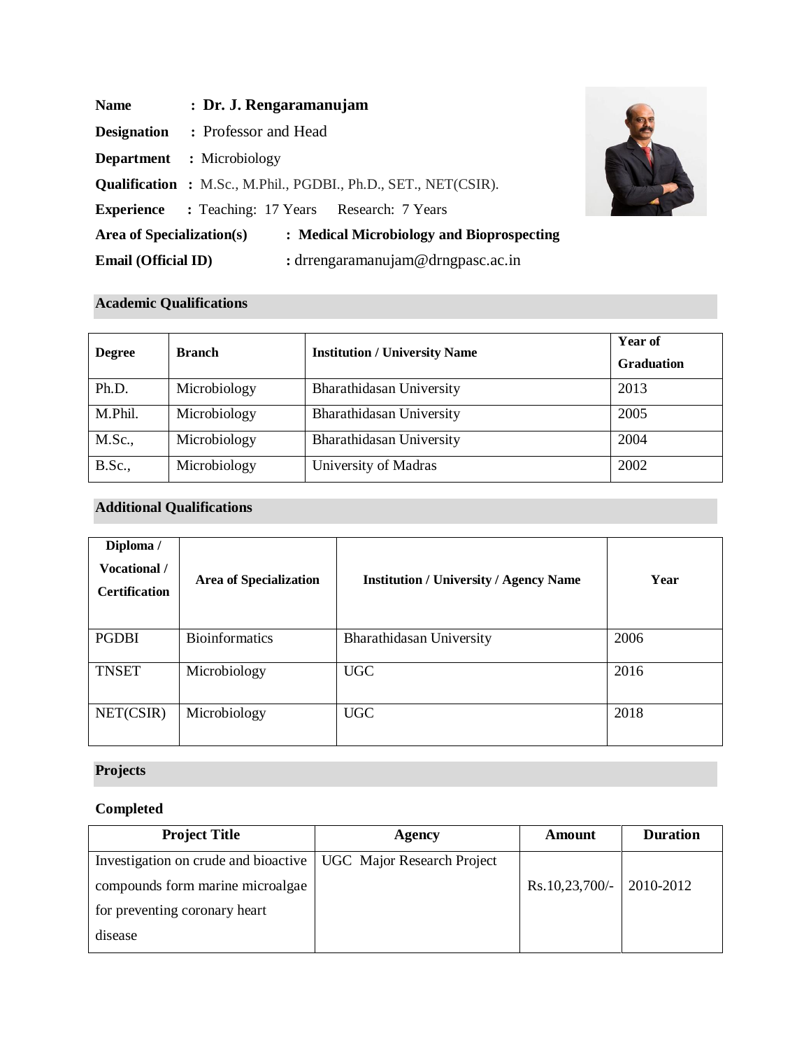**Name** : **Dr. J. Rengaramanujam**

**Designation** : Professor and Head

**Department** : Microbiology

**Qualification** : M.Sc., M.Phil., PGDBI., Ph.D., SET., NET(CSIR).

**Experience** : Teaching: 17 Years Research: 7 Years

**Area of Specialization(s)** : **Medical Microbiology and Bioprospecting**

**Email (Official ID)** : drrengaramanujam@drngpasc.ac.in

## Academic Qualifications

| Degree | Branch | Institution / University Name | Year of Graduation |
|---|---|---|---|
| Ph.D. | Microbiology | Bharathidasan University | 2013 |
| M.Phil. | Microbiology | Bharathidasan University | 2005 |
| M.Sc., | Microbiology | Bharathidasan University | 2004 |
| B.Sc., | Microbiology | University of Madras | 2002 |

## Additional Qualifications

| Diploma / Vocational / Certification | Area of Specialization | Institution / University / Agency Name | Year |
|---|---|---|---|
| PGDBI | Bioinformatics | Bharathidasan University | 2006 |
| TNSET | Microbiology | UGC | 2016 |
| NET(CSIR) | Microbiology | UGC | 2018 |

## Projects

### Completed

| Project Title | Agency | Amount | Duration |
|---|---|---|---|
| Investigation on crude and bioactive compounds form marine microalgae for preventing coronary heart disease | UGC Major Research Project | Rs.10,23,700/- | 2010-2012 |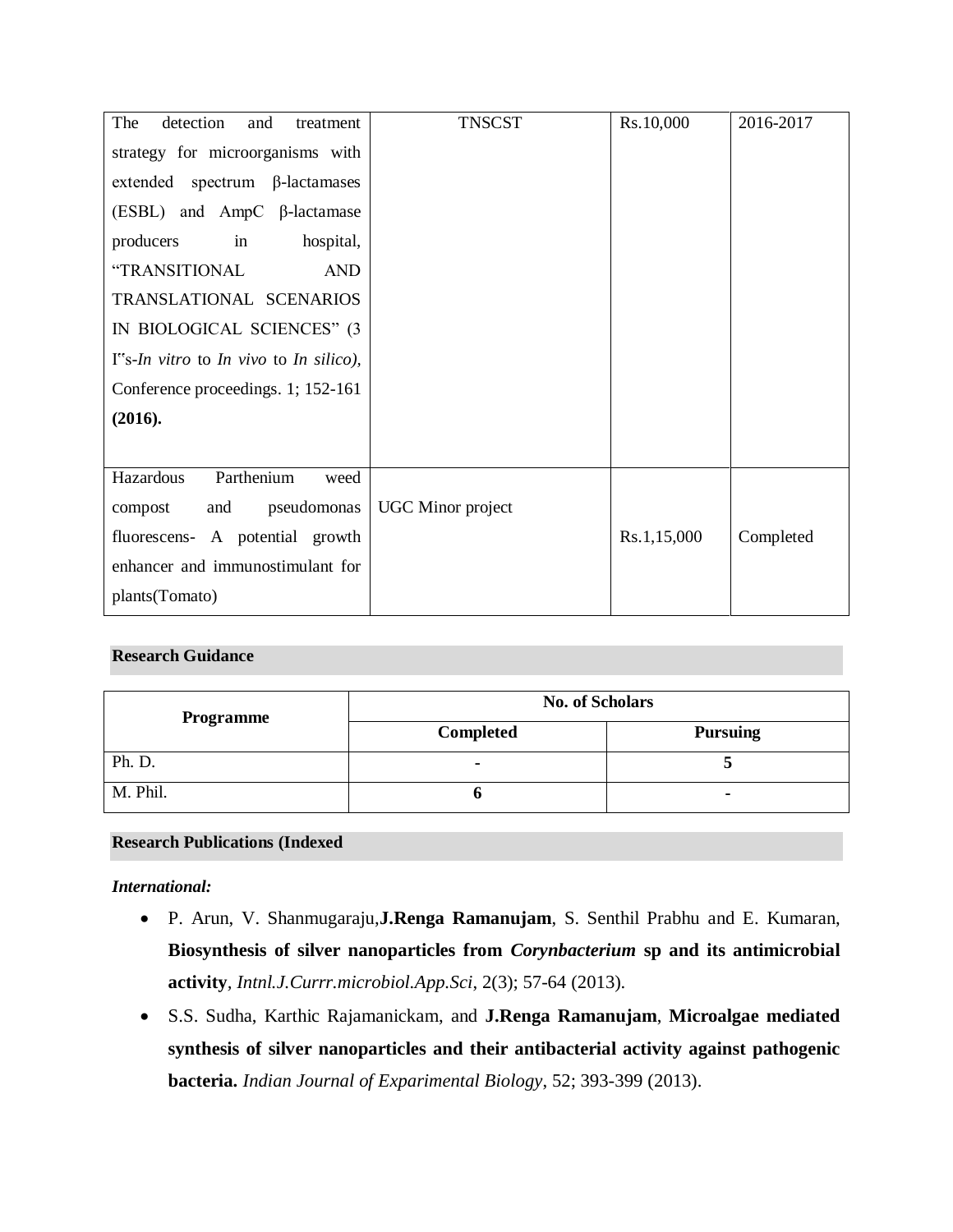| The detection and treatment strategy for microorganisms with extended spectrum β-lactamases (ESBL) and AmpC β-lactamase producers in hospital, "TRANSITIONAL AND TRANSLATIONAL SCENARIOS IN BIOLOGICAL SCIENCES" (3 I"s-*In vitro* to *In vivo* to *In silico),* Conference proceedings. 1; 152-161 **(2016).** | TNSCST | Rs.10,000 | 2016-2017 |
| --- | --- | --- | --- |
| Hazardous Parthenium weed compost and pseudomonas fluorescens- A potential growth enhancer and immunostimulant for plants(Tomato) | UGC Minor project | Rs.1,15,000 | Completed |

## Research Guidance

| Programme | No. of Scholars | |
| --- | --- | --- |
| | **Completed** | **Pursuing** |
| Ph. D. | - | 5 |
| M. Phil. | 6 | - |

## Research Publications (Indexed

***International:***

- P. Arun, V. Shanmugaraju,**J.Renga Ramanujam**, S. Senthil Prabhu and E. Kumaran, **Biosynthesis of silver nanoparticles from *Corynbacterium* sp and its antimicrobial activity**, *Intnl.J.Currr.microbiol.App.Sci*, 2(3); 57-64 (2013).
- S.S. Sudha, Karthic Rajamanickam, and **J.Renga Ramanujam**, **Microalgae mediated synthesis of silver nanoparticles and their antibacterial activity against pathogenic bacteria.** *Indian Journal of Exparimental Biology*, 52; 393-399 (2013).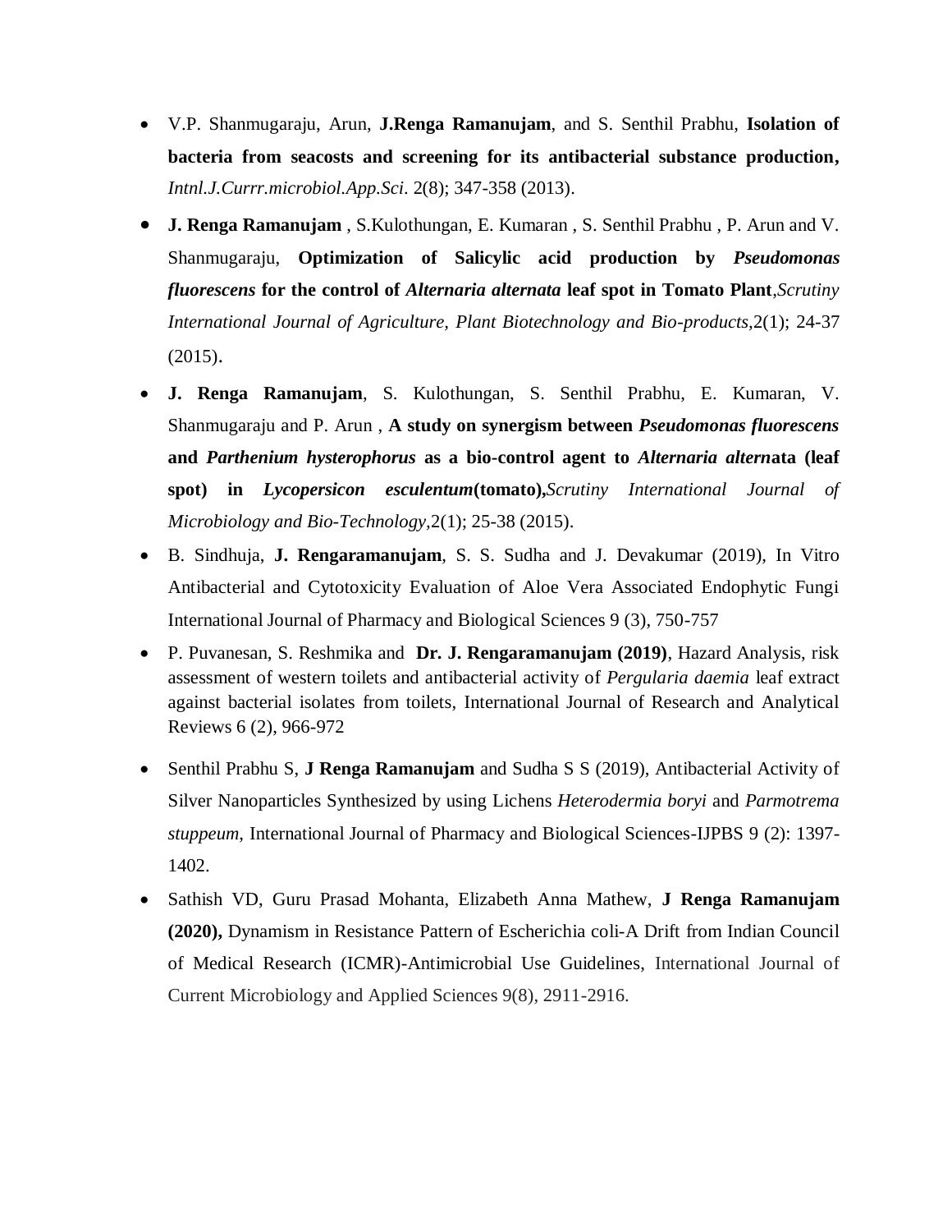- V.P. Shanmugaraju, Arun, **J.Renga Ramanujam**, and S. Senthil Prabhu, **Isolation of bacteria from seacosts and screening for its antibacterial substance production,** *Intnl.J.Currr.microbiol.App.Sci*. 2(8); 347-358 (2013).
- **J. Renga Ramanujam** , S.Kulothungan, E. Kumaran , S. Senthil Prabhu , P. Arun and V. Shanmugaraju, **Optimization of Salicylic acid production by *Pseudomonas fluorescens* for the control of *Alternaria alternata* leaf spot in Tomato Plant**,*Scrutiny International Journal of Agriculture, Plant Biotechnology and Bio-products*,2(1); 24-37 (2015).
- **J. Renga Ramanujam**, S. Kulothungan, S. Senthil Prabhu, E. Kumaran, V. Shanmugaraju and P. Arun , **A study on synergism between *Pseudomonas fluorescens* and *Parthenium hysterophorus* as a bio-control agent to *Alternaria altern*ata (leaf spot) in *Lycopersicon esculentum*(tomato),***Scrutiny International Journal of Microbiology and Bio-Technology*,2(1); 25-38 (2015).
- B. Sindhuja, **J. Rengaramanujam**, S. S. Sudha and J. Devakumar (2019), In Vitro Antibacterial and Cytotoxicity Evaluation of Aloe Vera Associated Endophytic Fungi International Journal of Pharmacy and Biological Sciences 9 (3), 750-757
- P. Puvanesan, S. Reshmika and **Dr. J. Rengaramanujam (2019)**, Hazard Analysis, risk assessment of western toilets and antibacterial activity of *Pergularia daemia* leaf extract against bacterial isolates from toilets, International Journal of Research and Analytical Reviews 6 (2), 966-972
- Senthil Prabhu S, **J Renga Ramanujam** and Sudha S S (2019), Antibacterial Activity of Silver Nanoparticles Synthesized by using Lichens *Heterodermia boryi* and *Parmotrema stuppeum*, International Journal of Pharmacy and Biological Sciences-IJPBS 9 (2): 1397-1402.
- Sathish VD, Guru Prasad Mohanta, Elizabeth Anna Mathew, **J Renga Ramanujam (2020),** Dynamism in Resistance Pattern of Escherichia coli-A Drift from Indian Council of Medical Research (ICMR)-Antimicrobial Use Guidelines, International Journal of Current Microbiology and Applied Sciences 9(8), 2911-2916.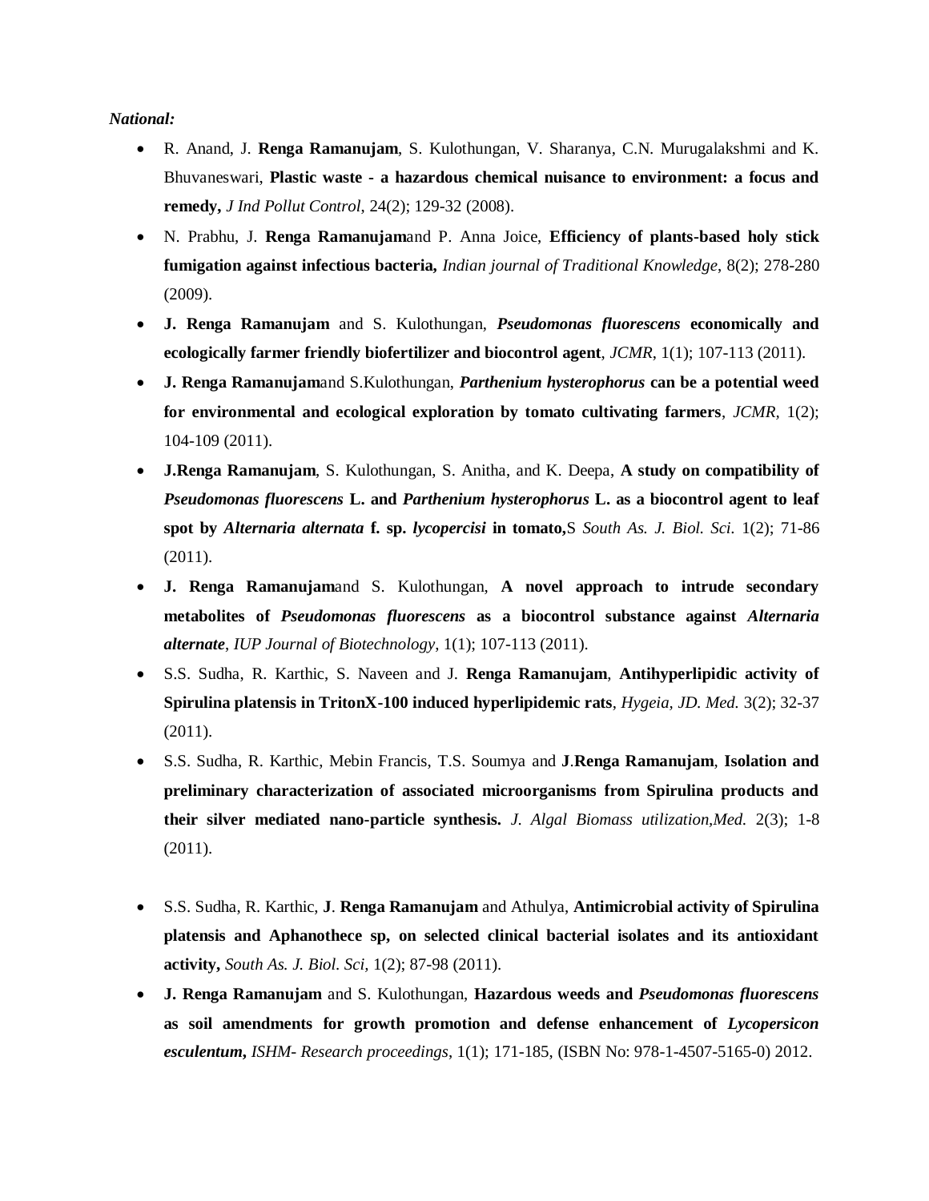***National:***

- R. Anand, J. **Renga Ramanujam**, S. Kulothungan, V. Sharanya, C.N. Murugalakshmi and K. Bhuvaneswari, **Plastic waste - a hazardous chemical nuisance to environment: a focus and remedy,** *J Ind Pollut Control*, 24(2); 129-32 (2008).
- N. Prabhu, J. **Renga Ramanujam**and P. Anna Joice, **Efficiency of plants-based holy stick fumigation against infectious bacteria,** *Indian journal of Traditional Knowledge*, 8(2); 278-280 (2009).
- **J. Renga Ramanujam** and S. Kulothungan, ***Pseudomonas fluorescens* economically and ecologically farmer friendly biofertilizer and biocontrol agent**, *JCMR*, 1(1); 107-113 (2011).
- **J. Renga Ramanujam**and S.Kulothungan, ***Parthenium hysterophorus* can be a potential weed for environmental and ecological exploration by tomato cultivating farmers**, *JCMR*, 1(2); 104-109 (2011).
- **J.Renga Ramanujam**, S. Kulothungan, S. Anitha, and K. Deepa, **A study on compatibility of *Pseudomonas fluorescens* L. and *Parthenium hysterophorus* L. as a biocontrol agent to leaf spot by *Alternaria alternata* f. sp. *lycopercisi* in tomato,**S *South As. J. Biol. Sci.* 1(2); 71-86 (2011).
- **J. Renga Ramanujam**and S. Kulothungan, **A novel approach to intrude secondary metabolites of *Pseudomonas fluorescens* as a biocontrol substance against *Alternaria alternate***, *IUP Journal of Biotechnology*, 1(1); 107-113 (2011).
- S.S. Sudha, R. Karthic, S. Naveen and J. **Renga Ramanujam**, **Antihyperlipidic activity of Spirulina platensis in TritonX-100 induced hyperlipidemic rats**, *Hygeia, JD. Med.* 3(2); 32-37 (2011).
- S.S. Sudha, R. Karthic, Mebin Francis, T.S. Soumya and **J**.**Renga Ramanujam**, **Isolation and preliminary characterization of associated microorganisms from Spirulina products and their silver mediated nano-particle synthesis.** *J. Algal Biomass utilization,Med.* 2(3); 1-8 (2011).
- S.S. Sudha, R. Karthic, **J**. **Renga Ramanujam** and Athulya, **Antimicrobial activity of Spirulina platensis and Aphanothece sp, on selected clinical bacterial isolates and its antioxidant activity,** *South As. J. Biol. Sci*, 1(2); 87-98 (2011).
- **J. Renga Ramanujam** and S. Kulothungan, **Hazardous weeds and *Pseudomonas fluorescens* as soil amendments for growth promotion and defense enhancement of *Lycopersicon esculentum*,** *ISHM- Research proceedings*, 1(1); 171-185, (ISBN No: 978-1-4507-5165-0) 2012.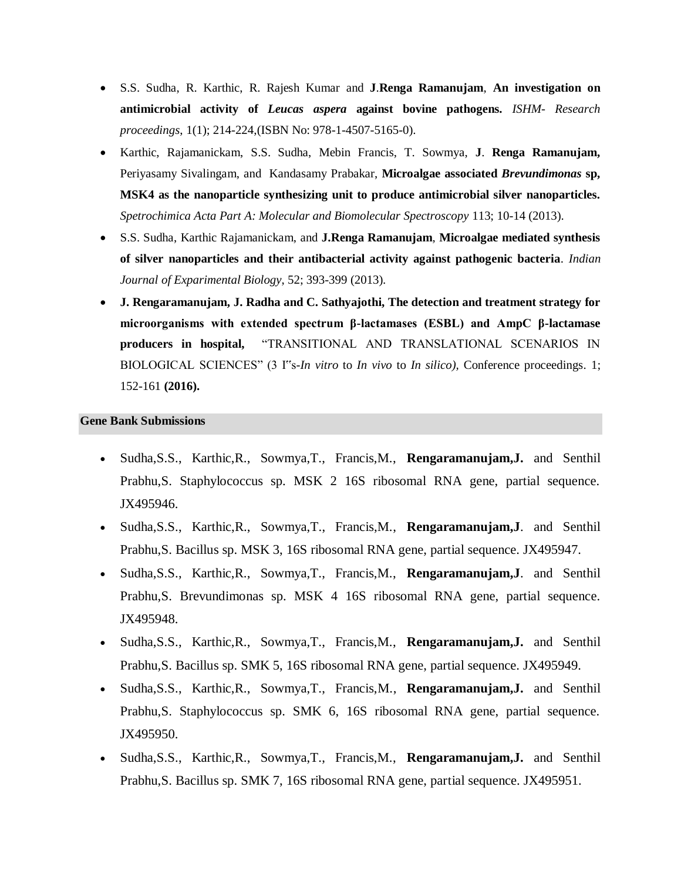- S.S. Sudha, R. Karthic, R. Rajesh Kumar and **J.Renga Ramanujam**, **An investigation on antimicrobial activity of *Leucas aspera* against bovine pathogens.** *ISHM- Research proceedings,* 1(1); 214-224,(ISBN No: 978-1-4507-5165-0).
- Karthic, Rajamanickam, S.S. Sudha, Mebin Francis, T. Sowmya, **J**. **Renga Ramanujam,** Periyasamy Sivalingam, and Kandasamy Prabakar, **Microalgae associated *Brevundimonas* sp, MSK4 as the nanoparticle synthesizing unit to produce antimicrobial silver nanoparticles.** *Spetrochimica Acta Part A: Molecular and Biomolecular Spectroscopy* 113; 10-14 (2013).
- S.S. Sudha, Karthic Rajamanickam, and **J.Renga Ramanujam**, **Microalgae mediated synthesis of silver nanoparticles and their antibacterial activity against pathogenic bacteria**. *Indian Journal of Exparimental Biology*, 52; 393-399 (2013).
- **J. Rengaramanujam, J. Radha and C. Sathyajothi, The detection and treatment strategy for microorganisms with extended spectrum β-lactamases (ESBL) and AmpC β-lactamase producers in hospital,** "TRANSITIONAL AND TRANSLATIONAL SCENARIOS IN BIOLOGICAL SCIENCES" (3 I"s-*In vitro* to *In vivo* to *In silico),* Conference proceedings. 1; 152-161 **(2016).**

## Gene Bank Submissions

- Sudha,S.S., Karthic,R., Sowmya,T., Francis,M., **Rengaramanujam,J.** and Senthil Prabhu,S. Staphylococcus sp. MSK 2 16S ribosomal RNA gene, partial sequence. JX495946.
- Sudha,S.S., Karthic,R., Sowmya,T., Francis,M., **Rengaramanujam,J**. and Senthil Prabhu,S. Bacillus sp. MSK 3, 16S ribosomal RNA gene, partial sequence. JX495947.
- Sudha,S.S., Karthic,R., Sowmya,T., Francis,M., **Rengaramanujam,J**. and Senthil Prabhu,S. Brevundimonas sp. MSK 4 16S ribosomal RNA gene, partial sequence. JX495948.
- Sudha,S.S., Karthic,R., Sowmya,T., Francis,M., **Rengaramanujam,J.** and Senthil Prabhu,S. Bacillus sp. SMK 5, 16S ribosomal RNA gene, partial sequence. JX495949.
- Sudha,S.S., Karthic,R., Sowmya,T., Francis,M., **Rengaramanujam,J.** and Senthil Prabhu,S. Staphylococcus sp. SMK 6, 16S ribosomal RNA gene, partial sequence. JX495950.
- Sudha,S.S., Karthic,R., Sowmya,T., Francis,M., **Rengaramanujam,J.** and Senthil Prabhu,S. Bacillus sp. SMK 7, 16S ribosomal RNA gene, partial sequence. JX495951.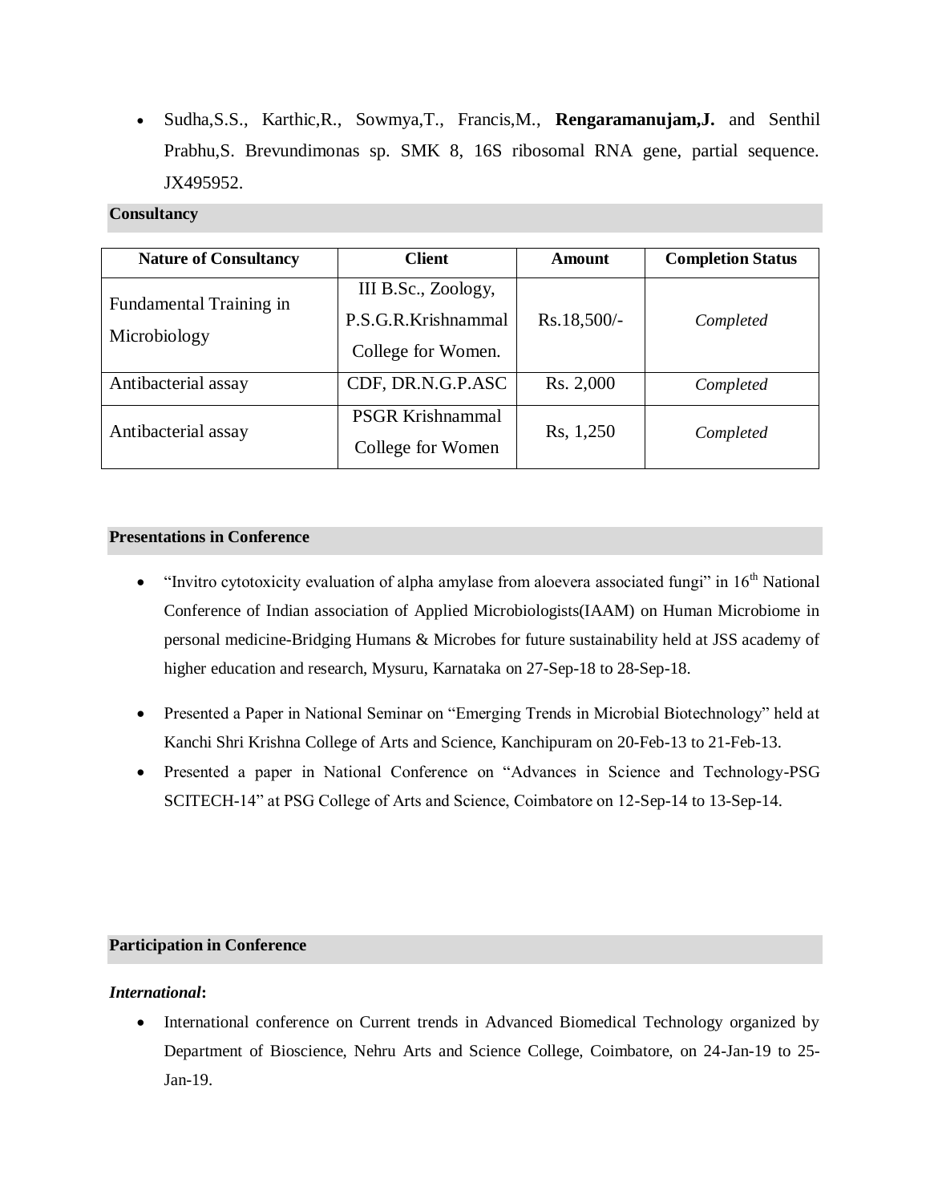- Sudha,S.S., Karthic,R., Sowmya,T., Francis,M., **Rengaramanujam,J.** and Senthil Prabhu,S. Brevundimonas sp. SMK 8, 16S ribosomal RNA gene, partial sequence. JX495952.

## Consultancy

| Nature of Consultancy | Client | Amount | Completion Status |
|---|---|---|---|
| Fundamental Training in Microbiology | III B.Sc., Zoology, P.S.G.R.Krishnammal College for Women. | Rs.18,500/- | *Completed* |
| Antibacterial assay | CDF, DR.N.G.P.ASC | Rs. 2,000 | *Completed* |
| Antibacterial assay | PSGR Krishnammal College for Women | Rs, 1,250 | *Completed* |

## Presentations in Conference

- "Invitro cytotoxicity evaluation of alpha amylase from aloevera associated fungi" in 16th National Conference of Indian association of Applied Microbiologists(IAAM) on Human Microbiome in personal medicine-Bridging Humans & Microbes for future sustainability held at JSS academy of higher education and research, Mysuru, Karnataka on 27-Sep-18 to 28-Sep-18.
- Presented a Paper in National Seminar on "Emerging Trends in Microbial Biotechnology" held at Kanchi Shri Krishna College of Arts and Science, Kanchipuram on 20-Feb-13 to 21-Feb-13.
- Presented a paper in National Conference on "Advances in Science and Technology-PSG SCITECH-14" at PSG College of Arts and Science, Coimbatore on 12-Sep-14 to 13-Sep-14.

## Participation in Conference

***International*:**

- International conference on Current trends in Advanced Biomedical Technology organized by Department of Bioscience, Nehru Arts and Science College, Coimbatore, on 24-Jan-19 to 25-Jan-19.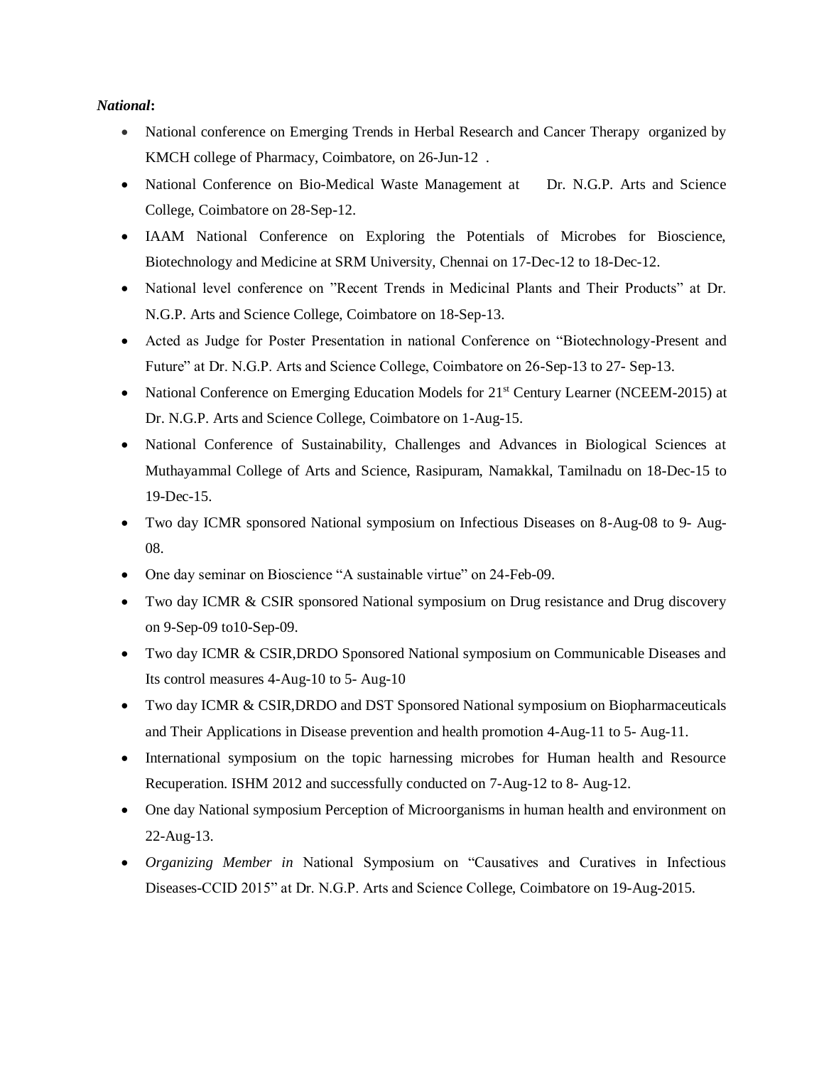***National*:**

- National conference on Emerging Trends in Herbal Research and Cancer Therapy organized by KMCH college of Pharmacy, Coimbatore, on 26-Jun-12 .
- National Conference on Bio-Medical Waste Management at Dr. N.G.P. Arts and Science College, Coimbatore on 28-Sep-12.
- IAAM National Conference on Exploring the Potentials of Microbes for Bioscience, Biotechnology and Medicine at SRM University, Chennai on 17-Dec-12 to 18-Dec-12.
- National level conference on "Recent Trends in Medicinal Plants and Their Products" at Dr. N.G.P. Arts and Science College, Coimbatore on 18-Sep-13.
- Acted as Judge for Poster Presentation in national Conference on "Biotechnology-Present and Future" at Dr. N.G.P. Arts and Science College, Coimbatore on 26-Sep-13 to 27- Sep-13.
- National Conference on Emerging Education Models for 21st Century Learner (NCEEM-2015) at Dr. N.G.P. Arts and Science College, Coimbatore on 1-Aug-15.
- National Conference of Sustainability, Challenges and Advances in Biological Sciences at Muthayammal College of Arts and Science, Rasipuram, Namakkal, Tamilnadu on 18-Dec-15 to 19-Dec-15.
- Two day ICMR sponsored National symposium on Infectious Diseases on 8-Aug-08 to 9- Aug-08.
- One day seminar on Bioscience "A sustainable virtue" on 24-Feb-09.
- Two day ICMR & CSIR sponsored National symposium on Drug resistance and Drug discovery on 9-Sep-09 to10-Sep-09.
- Two day ICMR & CSIR,DRDO Sponsored National symposium on Communicable Diseases and Its control measures 4-Aug-10 to 5- Aug-10
- Two day ICMR & CSIR,DRDO and DST Sponsored National symposium on Biopharmaceuticals and Their Applications in Disease prevention and health promotion 4-Aug-11 to 5- Aug-11.
- International symposium on the topic harnessing microbes for Human health and Resource Recuperation. ISHM 2012 and successfully conducted on 7-Aug-12 to 8- Aug-12.
- One day National symposium Perception of Microorganisms in human health and environment on 22-Aug-13.
- *Organizing Member in* National Symposium on "Causatives and Curatives in Infectious Diseases-CCID 2015" at Dr. N.G.P. Arts and Science College, Coimbatore on 19-Aug-2015.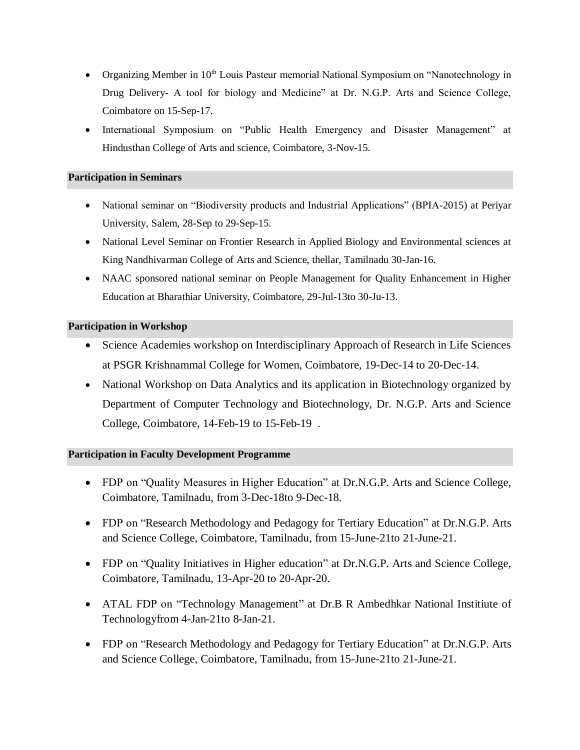- Organizing Member in 10th Louis Pasteur memorial National Symposium on "Nanotechnology in Drug Delivery- A tool for biology and Medicine" at Dr. N.G.P. Arts and Science College, Coimbatore on 15-Sep-17.
- International Symposium on "Public Health Emergency and Disaster Management" at Hindusthan College of Arts and science, Coimbatore, 3-Nov-15.

## Participation in Seminars

- National seminar on "Biodiversity products and Industrial Applications" (BPIA-2015) at Periyar University, Salem, 28-Sep to 29-Sep-15.
- National Level Seminar on Frontier Research in Applied Biology and Environmental sciences at King Nandhivarman College of Arts and Science, thellar, Tamilnadu 30-Jan-16.
- NAAC sponsored national seminar on People Management for Quality Enhancement in Higher Education at Bharathiar University, Coimbatore, 29-Jul-13to 30-Ju-13.

## Participation in Workshop

- Science Academies workshop on Interdisciplinary Approach of Research in Life Sciences at PSGR Krishnammal College for Women, Coimbatore, 19-Dec-14 to 20-Dec-14.
- National Workshop on Data Analytics and its application in Biotechnology organized by Department of Computer Technology and Biotechnology, Dr. N.G.P. Arts and Science College, Coimbatore, 14-Feb-19 to 15-Feb-19 .

## Participation in Faculty Development Programme

- FDP on "Quality Measures in Higher Education" at Dr.N.G.P. Arts and Science College, Coimbatore, Tamilnadu, from 3-Dec-18to 9-Dec-18.
- FDP on "Research Methodology and Pedagogy for Tertiary Education" at Dr.N.G.P. Arts and Science College, Coimbatore, Tamilnadu, from 15-June-21to 21-June-21.
- FDP on "Quality Initiatives in Higher education" at Dr.N.G.P. Arts and Science College, Coimbatore, Tamilnadu, 13-Apr-20 to 20-Apr-20.
- ATAL FDP on "Technology Management" at Dr.B R Ambedhkar National Instiiute of Technologyfrom 4-Jan-21to 8-Jan-21.
- FDP on "Research Methodology and Pedagogy for Tertiary Education" at Dr.N.G.P. Arts and Science College, Coimbatore, Tamilnadu, from 15-June-21to 21-June-21.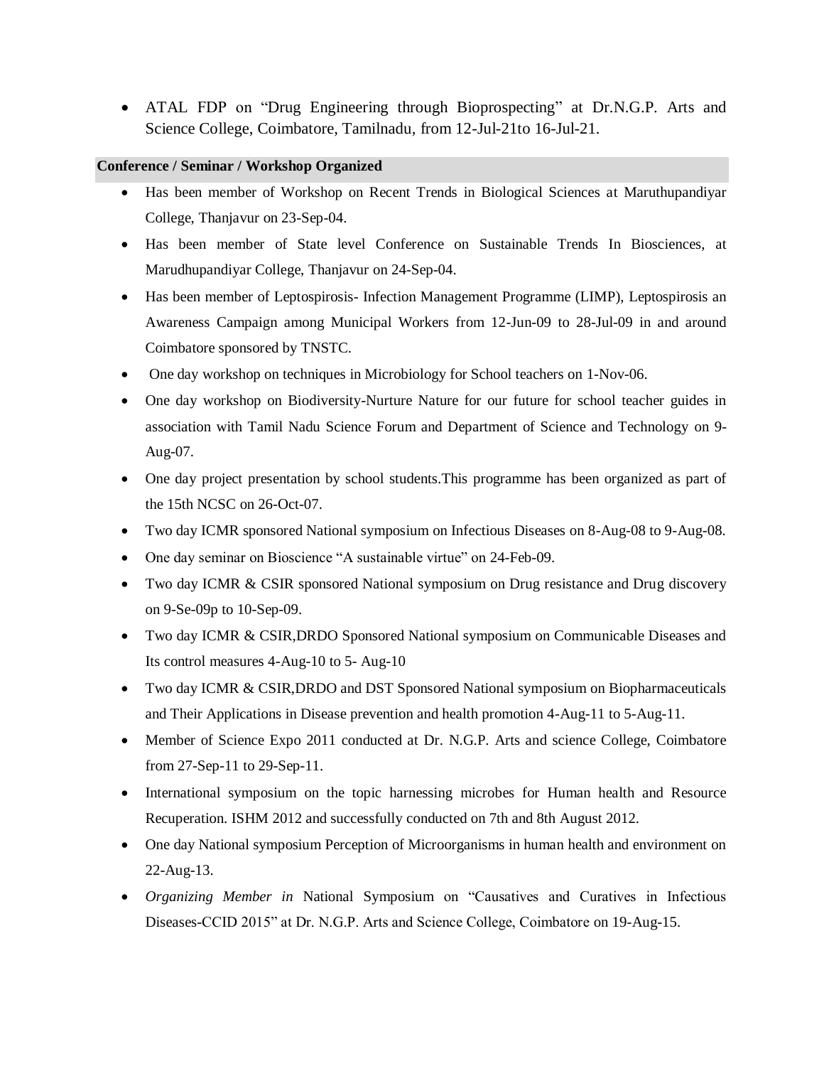- ATAL FDP on "Drug Engineering through Bioprospecting" at Dr.N.G.P. Arts and Science College, Coimbatore, Tamilnadu, from 12-Jul-21to 16-Jul-21.

**Conference / Seminar / Workshop Organized**

- Has been member of Workshop on Recent Trends in Biological Sciences at Maruthupandiyar College, Thanjavur on 23-Sep-04.
- Has been member of State level Conference on Sustainable Trends In Biosciences, at Marudhupandiyar College, Thanjavur on 24-Sep-04.
- Has been member of Leptospirosis- Infection Management Programme (LIMP), Leptospirosis an Awareness Campaign among Municipal Workers from 12-Jun-09 to 28-Jul-09 in and around Coimbatore sponsored by TNSTC.
- One day workshop on techniques in Microbiology for School teachers on 1-Nov-06.
- One day workshop on Biodiversity-Nurture Nature for our future for school teacher guides in association with Tamil Nadu Science Forum and Department of Science and Technology on 9-Aug-07.
- One day project presentation by school students.This programme has been organized as part of the 15th NCSC on 26-Oct-07.
- Two day ICMR sponsored National symposium on Infectious Diseases on 8-Aug-08 to 9-Aug-08.
- One day seminar on Bioscience "A sustainable virtue" on 24-Feb-09.
- Two day ICMR & CSIR sponsored National symposium on Drug resistance and Drug discovery on 9-Se-09p to 10-Sep-09.
- Two day ICMR & CSIR,DRDO Sponsored National symposium on Communicable Diseases and Its control measures 4-Aug-10 to 5- Aug-10
- Two day ICMR & CSIR,DRDO and DST Sponsored National symposium on Biopharmaceuticals and Their Applications in Disease prevention and health promotion 4-Aug-11 to 5-Aug-11.
- Member of Science Expo 2011 conducted at Dr. N.G.P. Arts and science College, Coimbatore from 27-Sep-11 to 29-Sep-11.
- International symposium on the topic harnessing microbes for Human health and Resource Recuperation. ISHM 2012 and successfully conducted on 7th and 8th August 2012.
- One day National symposium Perception of Microorganisms in human health and environment on 22-Aug-13.
- *Organizing Member in* National Symposium on "Causatives and Curatives in Infectious Diseases-CCID 2015" at Dr. N.G.P. Arts and Science College, Coimbatore on 19-Aug-15.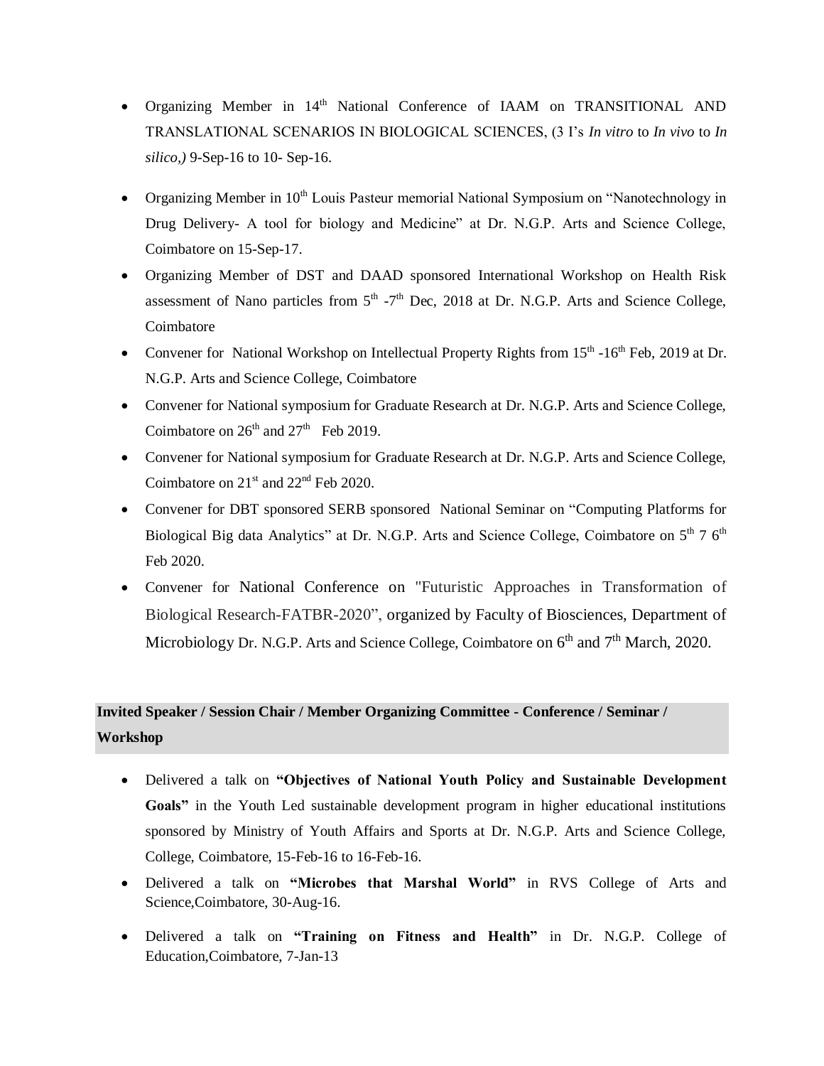- Organizing Member in 14th National Conference of IAAM on TRANSITIONAL AND TRANSLATIONAL SCENARIOS IN BIOLOGICAL SCIENCES, (3 I's *In vitro* to *In vivo* to *In silico,)* 9-Sep-16 to 10- Sep-16.
- Organizing Member in 10th Louis Pasteur memorial National Symposium on "Nanotechnology in Drug Delivery- A tool for biology and Medicine" at Dr. N.G.P. Arts and Science College, Coimbatore on 15-Sep-17.
- Organizing Member of DST and DAAD sponsored International Workshop on Health Risk assessment of Nano particles from 5th -7th Dec, 2018 at Dr. N.G.P. Arts and Science College, Coimbatore
- Convener for National Workshop on Intellectual Property Rights from 15th -16th Feb, 2019 at Dr. N.G.P. Arts and Science College, Coimbatore
- Convener for National symposium for Graduate Research at Dr. N.G.P. Arts and Science College, Coimbatore on 26th and 27th Feb 2019.
- Convener for National symposium for Graduate Research at Dr. N.G.P. Arts and Science College, Coimbatore on 21st and 22nd Feb 2020.
- Convener for DBT sponsored SERB sponsored National Seminar on "Computing Platforms for Biological Big data Analytics" at Dr. N.G.P. Arts and Science College, Coimbatore on 5th 7 6th Feb 2020.
- Convener for National Conference on "Futuristic Approaches in Transformation of Biological Research-FATBR-2020", organized by Faculty of Biosciences, Department of Microbiology Dr. N.G.P. Arts and Science College, Coimbatore on 6th and 7th March, 2020.

**Invited Speaker / Session Chair / Member Organizing Committee - Conference / Seminar / Workshop**

- Delivered a talk on **"Objectives of National Youth Policy and Sustainable Development Goals"** in the Youth Led sustainable development program in higher educational institutions sponsored by Ministry of Youth Affairs and Sports at Dr. N.G.P. Arts and Science College, College, Coimbatore, 15-Feb-16 to 16-Feb-16.
- Delivered a talk on **"Microbes that Marshal World"** in RVS College of Arts and Science,Coimbatore, 30-Aug-16.
- Delivered a talk on **"Training on Fitness and Health"** in Dr. N.G.P. College of Education,Coimbatore, 7-Jan-13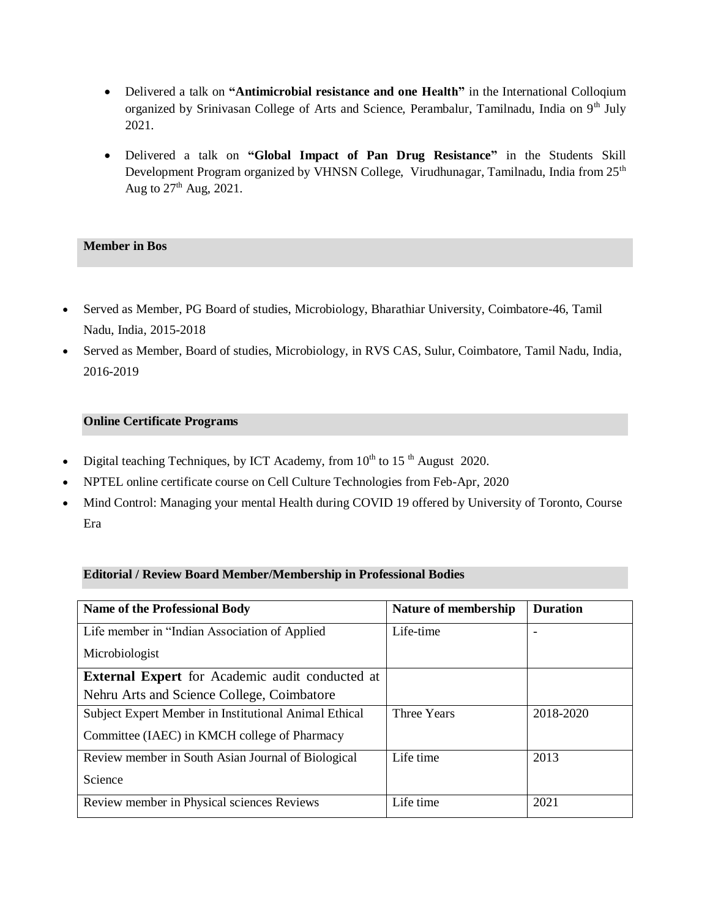- Delivered a talk on **"Antimicrobial resistance and one Health"** in the International Colloqium organized by Srinivasan College of Arts and Science, Perambalur, Tamilnadu, India on 9th July 2021.

- Delivered a talk on **"Global Impact of Pan Drug Resistance"** in the Students Skill Development Program organized by VHNSN College, Virudhunagar, Tamilnadu, India from 25th Aug to 27th Aug, 2021.

## Member in Bos

- Served as Member, PG Board of studies, Microbiology, Bharathiar University, Coimbatore-46, Tamil Nadu, India, 2015-2018
- Served as Member, Board of studies, Microbiology, in RVS CAS, Sulur, Coimbatore, Tamil Nadu, India, 2016-2019

## Online Certificate Programs

- Digital teaching Techniques, by ICT Academy, from 10th to 15 th August 2020.
- NPTEL online certificate course on Cell Culture Technologies from Feb-Apr, 2020
- Mind Control: Managing your mental Health during COVID 19 offered by University of Toronto, Course Era

## Editorial / Review Board Member/Membership in Professional Bodies

| Name of the Professional Body | Nature of membership | Duration |
|---|---|---|
| Life member in "Indian Association of Applied Microbiologist | Life-time | - |
| **External Expert** for Academic audit conducted at Nehru Arts and Science College, Coimbatore | | |
| Subject Expert Member in Institutional Animal Ethical Committee (IAEC) in KMCH college of Pharmacy | Three Years | 2018-2020 |
| Review member in South Asian Journal of Biological Science | Life time | 2013 |
| Review member in Physical sciences Reviews | Life time | 2021 |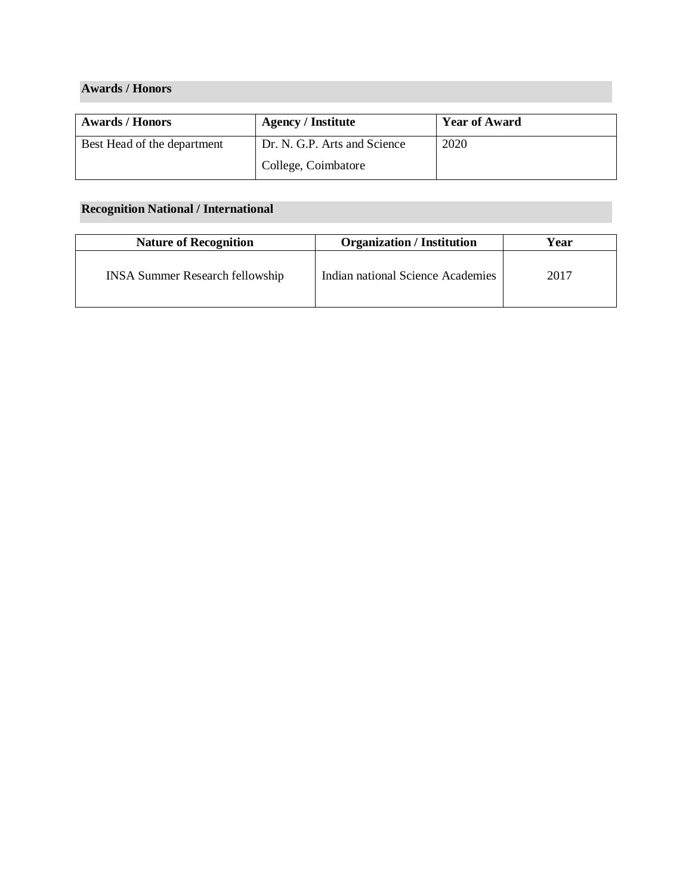## Awards / Honors

| Awards / Honors | Agency / Institute | Year of Award |
|---|---|---|
| Best Head of the department | Dr. N. G.P. Arts and Science College, Coimbatore | 2020 |

## Recognition National / International

| Nature of Recognition | Organization / Institution | Year |
|---|---|---|
| INSA Summer Research fellowship | Indian national Science Academies | 2017 |